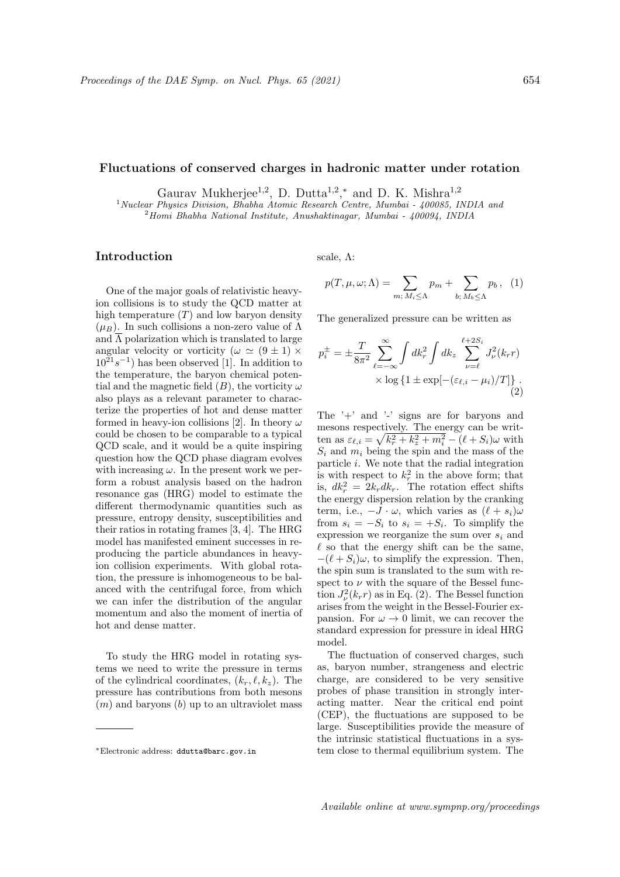# Fluctuations of conserved charges in hadronic matter under rotation

Gaurav Mukherjee[1,2], D. Dutta[1,2,*] and D. K. Mishra[1,2]

[1] *Nuclear Physics Division, Bhabha Atomic Research Centre, Mumbai - 400085, INDIA and*
[2] *Homi Bhabha National Institute, Anushaktinagar, Mumbai - 400094, INDIA*

## Introduction

One of the major goals of relativistic heavy-ion collisions is to study the QCD matter at high temperature ($T$) and low baryon density ($\mu_B$). In such collisions a non-zero value of $\Lambda$ and $\overline{\Lambda}$ polarization which is translated to large angular velocity or vorticity ($\omega \simeq (9 \pm 1) \times 10^{21} s^{-1}$) has been observed [1]. In addition to the temperature, the baryon chemical potential and the magnetic field ($B$), the vorticity $\omega$ also plays as a relevant parameter to characterize the properties of hot and dense matter formed in heavy-ion collisions [2]. In theory $\omega$ could be chosen to be comparable to a typical QCD scale, and it would be a quite inspiring question how the QCD phase diagram evolves with increasing $\omega$. In the present work we perform a robust analysis based on the hadron resonance gas (HRG) model to estimate the different thermodynamic quantities such as pressure, entropy density, susceptibilities and their ratios in rotating frames [3, 4]. The HRG model has manifested eminent successes in reproducing the particle abundances in heavy-ion collision experiments. With global rotation, the pressure is inhomogeneous to be balanced with the centrifugal force, from which we can infer the distribution of the angular momentum and also the moment of inertia of hot and dense matter.

To study the HRG model in rotating systems we need to write the pressure in terms of the cylindrical coordinates, $(k_r, \ell, k_z)$. The pressure has contributions from both mesons ($m$) and baryons ($b$) up to an ultraviolet mass scale, $\Lambda$:

$$p(T, \mu, \omega; \Lambda) = \sum_{m;\, M_i \leq \Lambda} p_m + \sum_{b;\, M_b \leq \Lambda} p_b \,, \quad (1)$$

The generalized pressure can be written as

$$p_i^{\pm} = \pm \frac{T}{8\pi^2} \sum_{\ell=-\infty}^{\infty} \int dk_r^2 \int dk_z \sum_{\nu=\ell}^{\ell+2S_i} J_\nu^2(k_r r) \times \log\left\{1 \pm \exp[-(\varepsilon_{\ell,i} - \mu_i)/T]\right\} . \quad (2)$$

The '+' and '-' signs are for baryons and mesons respectively. The energy can be written as $\varepsilon_{\ell,i} = \sqrt{k_r^2 + k_z^2 + m_i^2} - (\ell + S_i)\omega$ with $S_i$ and $m_i$ being the spin and the mass of the particle $i$. We note that the radial integration is with respect to $k_r^2$ in the above form; that is, $dk_r^2 = 2k_r dk_r$. The rotation effect shifts the energy dispersion relation by the cranking term, i.e., $-J \cdot \omega$, which varies as $(\ell + s_i)\omega$ from $s_i = -S_i$ to $s_i = +S_i$. To simplify the expression we reorganize the sum over $s_i$ and $\ell$ so that the energy shift can be the same, $-(\ell + S_i)\omega$, to simplify the expression. Then, the spin sum is translated to the sum with respect to $\nu$ with the square of the Bessel function $J_\nu^2(k_r r)$ as in Eq. (2). The Bessel function arises from the weight in the Bessel-Fourier expansion. For $\omega \to 0$ limit, we can recover the standard expression for pressure in ideal HRG model.

The fluctuation of conserved charges, such as, baryon number, strangeness and electric charge, are considered to be very sensitive probes of phase transition in strongly interacting matter. Near the critical end point (CEP), the fluctuations are supposed to be large. Susceptibilities provide the measure of the intrinsic statistical fluctuations in a system close to thermal equilibrium system. The

---

[*] Electronic address: ddutta@barc.gov.in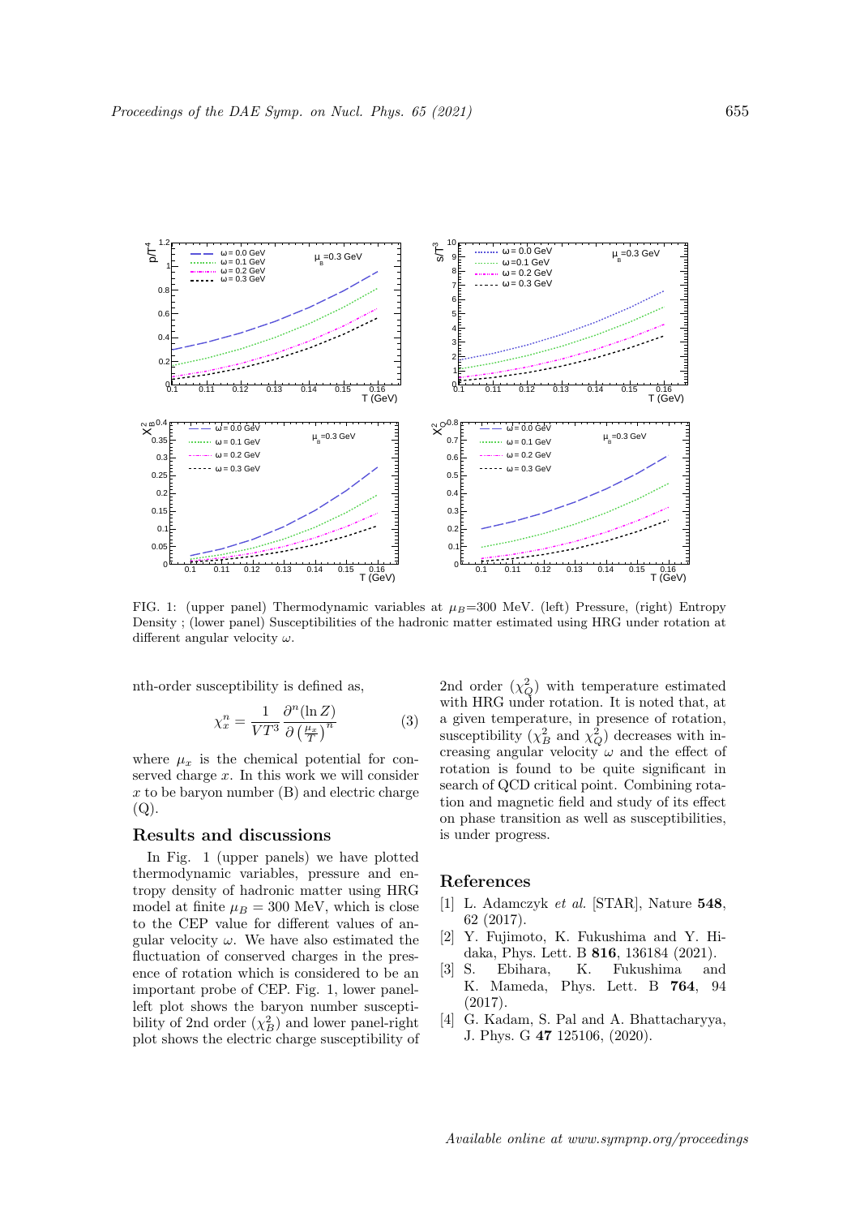p/T^4
1.2
1
0.8
0.6
0.4
0.2
0
0.1 0.11 0.12 0.13 0.14 0.15 0.16
T (GeV)
ω = 0.0 GeV
ω = 0.1 GeV
ω = 0.2 GeV
ω = 0.3 GeV
μ_B=0.3 GeV

s/T^3
10
9
8
7
6
5
4
3
2
1
0
0.1 0.11 0.12 0.13 0.14 0.15 0.16
T (GeV)
ω = 0.0 GeV
ω =0.1 GeV
ω = 0.2 GeV
ω = 0.3 GeV
μ_B=0.3 GeV

χ^2_B
0.4
0.35
0.3
0.25
0.2
0.15
0.1
0.05
0
0.1 0.11 0.12 0.13 0.14 0.15 0.16
T (GeV)
ω = 0.0 GeV
ω = 0.1 GeV
ω = 0.2 GeV
ω = 0.3 GeV
μ_B=0.3 GeV

χ^2_Q
0.8
0.7
0.6
0.5
0.4
0.3
0.2
0.1
0
0.1 0.11 0.12 0.13 0.14 0.15 0.16
T (GeV)
ω = 0.0 GeV
ω = 0.1 GeV
ω = 0.2 GeV
ω = 0.3 GeV
μ_B=0.3 GeV

FIG. 1: (upper panel) Thermodynamic variables at $\mu_B$=300 MeV. (left) Pressure, (right) Entropy Density ; (lower panel) Susceptibilities of the hadronic matter estimated using HRG under rotation at different angular velocity $\omega$.

nth-order susceptibility is defined as,

$$\chi_x^n = \frac{1}{VT^3}\frac{\partial^n(\ln Z)}{\partial\left(\frac{\mu_x}{T}\right)^n} \quad (3)$$

where $\mu_x$ is the chemical potential for conserved charge $x$. In this work we will consider $x$ to be baryon number (B) and electric charge (Q).

## Results and discussions

In Fig. 1 (upper panels) we have plotted thermodynamic variables, pressure and entropy density of hadronic matter using HRG model at finite $\mu_B = 300$ MeV, which is close to the CEP value for different values of angular velocity $\omega$. We have also estimated the fluctuation of conserved charges in the presence of rotation which is considered to be an important probe of CEP. Fig. 1, lower panel-left plot shows the baryon number susceptibility of 2nd order ($\chi_B^2$) and lower panel-right plot shows the electric charge susceptibility of 2nd order ($\chi_Q^2$) with temperature estimated with HRG under rotation. It is noted that, at a given temperature, in presence of rotation, susceptibility ($\chi_B^2$ and $\chi_Q^2$) decreases with increasing angular velocity $\omega$ and the effect of rotation is found to be quite significant in search of QCD critical point. Combining rotation and magnetic field and study of its effect on phase transition as well as susceptibilities, is under progress.

## References

[1] L. Adamczyk *et al.* [STAR], Nature **548**, 62 (2017).

[2] Y. Fujimoto, K. Fukushima and Y. Hidaka, Phys. Lett. B **816**, 136184 (2021).

[3] S. Ebihara, K. Fukushima and K. Mameda, Phys. Lett. B **764**, 94 (2017).

[4] G. Kadam, S. Pal and A. Bhattacharyya, J. Phys. G **47** 125106, (2020).